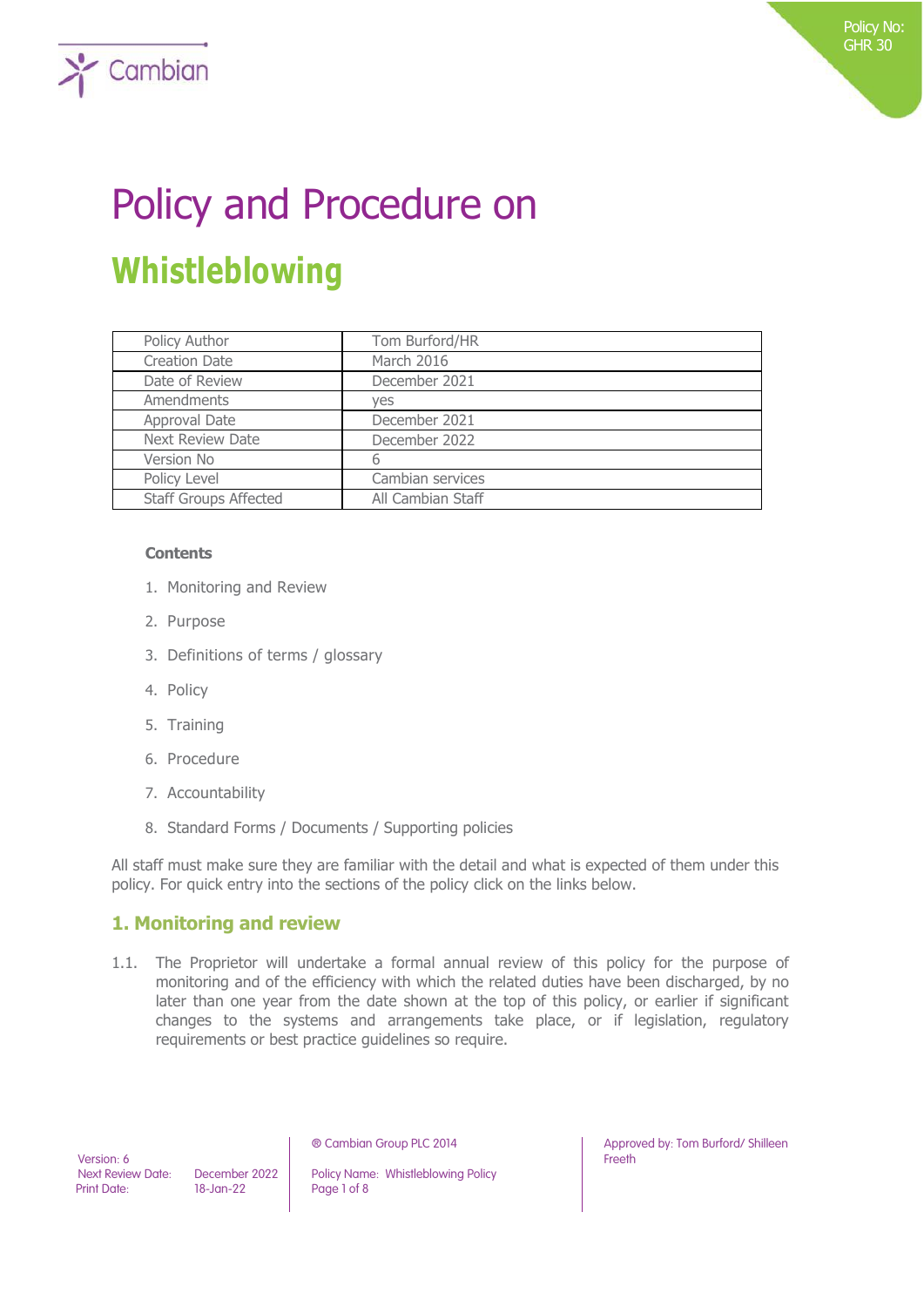Policy No: GHR 30

# Policy and Procedure on

# Whistleblowing

| Policy Author | Tom Burford/HR |
|---|---|
| Creation Date | March 2016 |
| Date of Review | December 2021 |
| Amendments | yes |
| Approval Date | December 2021 |
| Next Review Date | December 2022 |
| Version No | 6 |
| Policy Level | Cambian services |
| Staff Groups Affected | All Cambian Staff |

**Contents**

1. Monitoring and Review
2. Purpose
3. Definitions of terms / glossary
4. Policy
5. Training
6. Procedure
7. Accountability
8. Standard Forms / Documents / Supporting policies

All staff must make sure they are familiar with the detail and what is expected of them under this policy. For quick entry into the sections of the policy click on the links below.

## 1. Monitoring and review

1.1. The Proprietor will undertake a formal annual review of this policy for the purpose of monitoring and of the efficiency with which the related duties have been discharged, by no later than one year from the date shown at the top of this policy, or earlier if significant changes to the systems and arrangements take place, or if legislation, regulatory requirements or best practice guidelines so require.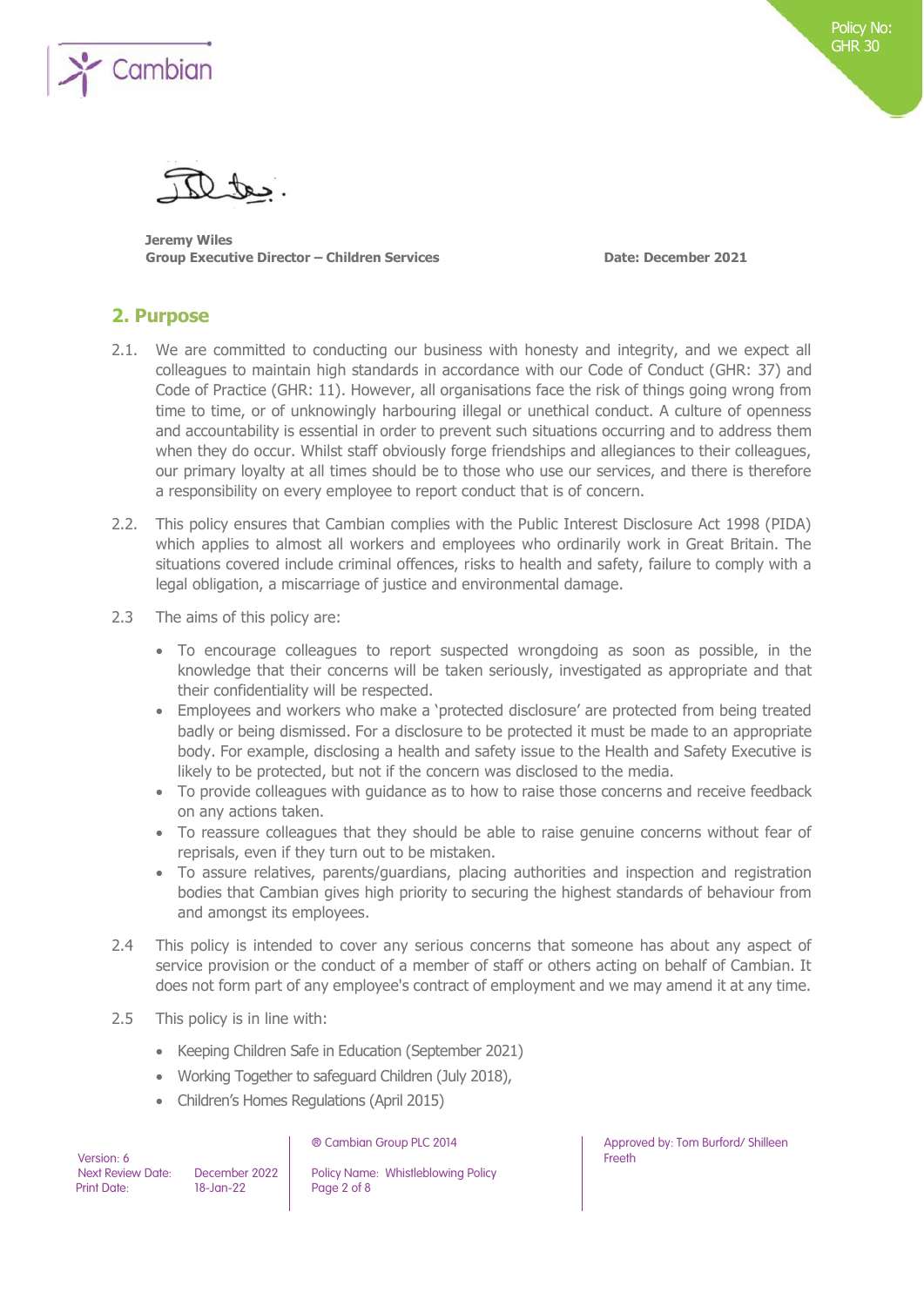Jeremy Wiles
**Group Executive Director – Children Services** **Date: December 2021**

## 2. Purpose

2.1. We are committed to conducting our business with honesty and integrity, and we expect all colleagues to maintain high standards in accordance with our Code of Conduct (GHR: 37) and Code of Practice (GHR: 11). However, all organisations face the risk of things going wrong from time to time, or of unknowingly harbouring illegal or unethical conduct. A culture of openness and accountability is essential in order to prevent such situations occurring and to address them when they do occur. Whilst staff obviously forge friendships and allegiances to their colleagues, our primary loyalty at all times should be to those who use our services, and there is therefore a responsibility on every employee to report conduct that is of concern.

2.2. This policy ensures that Cambian complies with the Public Interest Disclosure Act 1998 (PIDA) which applies to almost all workers and employees who ordinarily work in Great Britain. The situations covered include criminal offences, risks to health and safety, failure to comply with a legal obligation, a miscarriage of justice and environmental damage.

2.3 The aims of this policy are:

- To encourage colleagues to report suspected wrongdoing as soon as possible, in the knowledge that their concerns will be taken seriously, investigated as appropriate and that their confidentiality will be respected.
- Employees and workers who make a 'protected disclosure' are protected from being treated badly or being dismissed. For a disclosure to be protected it must be made to an appropriate body. For example, disclosing a health and safety issue to the Health and Safety Executive is likely to be protected, but not if the concern was disclosed to the media.
- To provide colleagues with guidance as to how to raise those concerns and receive feedback on any actions taken.
- To reassure colleagues that they should be able to raise genuine concerns without fear of reprisals, even if they turn out to be mistaken.
- To assure relatives, parents/guardians, placing authorities and inspection and registration bodies that Cambian gives high priority to securing the highest standards of behaviour from and amongst its employees.

2.4 This policy is intended to cover any serious concerns that someone has about any aspect of service provision or the conduct of a member of staff or others acting on behalf of Cambian. It does not form part of any employee's contract of employment and we may amend it at any time.

2.5 This policy is in line with:

- Keeping Children Safe in Education (September 2021)
- Working Together to safeguard Children (July 2018),
- Children's Homes Regulations (April 2015)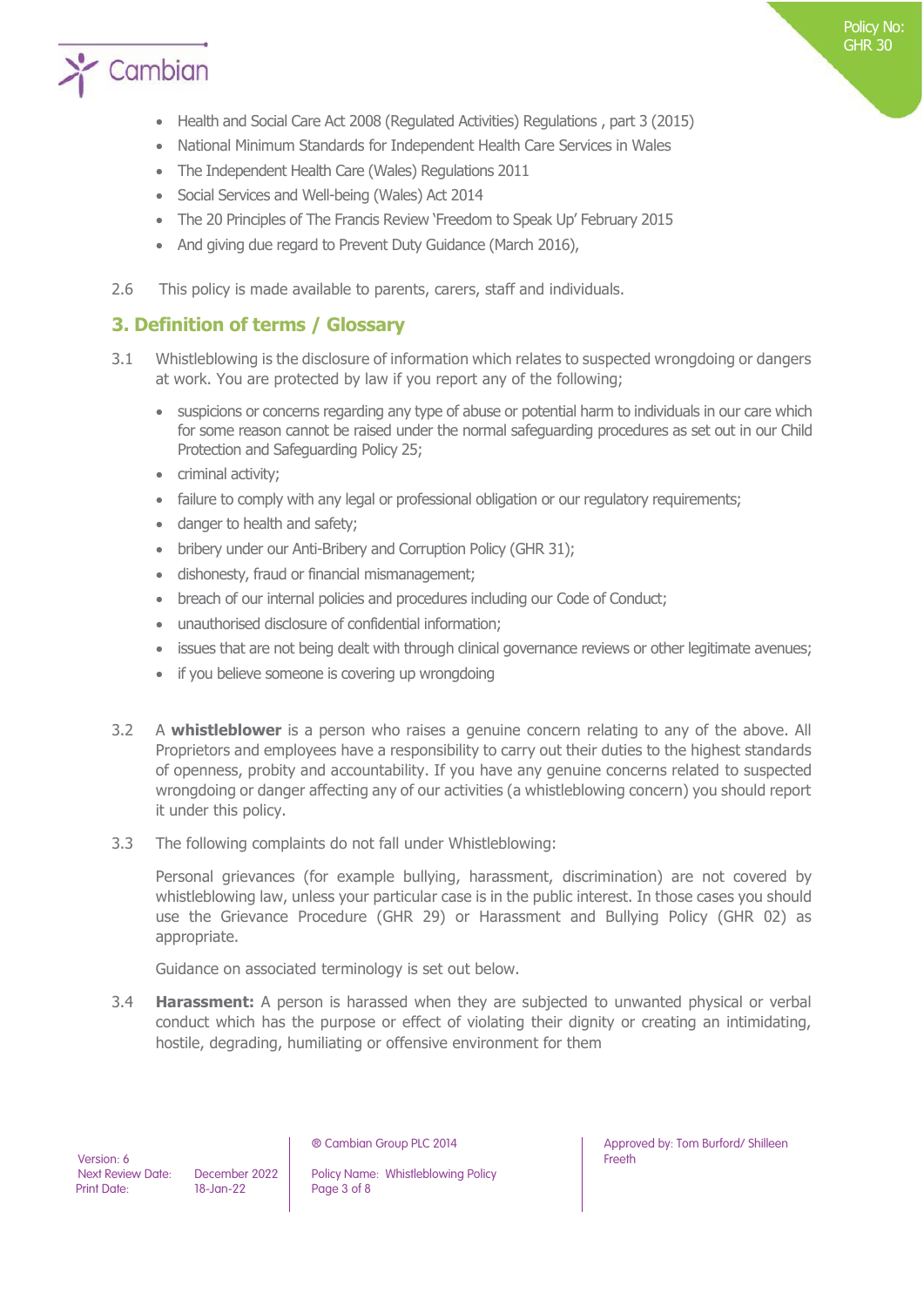- Health and Social Care Act 2008 (Regulated Activities) Regulations , part 3 (2015)
- National Minimum Standards for Independent Health Care Services in Wales
- The Independent Health Care (Wales) Regulations 2011
- Social Services and Well-being (Wales) Act 2014
- The 20 Principles of The Francis Review 'Freedom to Speak Up' February 2015
- And giving due regard to Prevent Duty Guidance (March 2016),

2.6 This policy is made available to parents, carers, staff and individuals.

## 3. Definition of terms / Glossary

3.1 Whistleblowing is the disclosure of information which relates to suspected wrongdoing or dangers at work. You are protected by law if you report any of the following;

- suspicions or concerns regarding any type of abuse or potential harm to individuals in our care which for some reason cannot be raised under the normal safeguarding procedures as set out in our Child Protection and Safeguarding Policy 25;
- criminal activity;
- failure to comply with any legal or professional obligation or our regulatory requirements;
- danger to health and safety;
- bribery under our Anti-Bribery and Corruption Policy (GHR 31);
- dishonesty, fraud or financial mismanagement;
- breach of our internal policies and procedures including our Code of Conduct;
- unauthorised disclosure of confidential information;
- issues that are not being dealt with through clinical governance reviews or other legitimate avenues;
- if you believe someone is covering up wrongdoing

3.2 A **whistleblower** is a person who raises a genuine concern relating to any of the above. All Proprietors and employees have a responsibility to carry out their duties to the highest standards of openness, probity and accountability. If you have any genuine concerns related to suspected wrongdoing or danger affecting any of our activities (a whistleblowing concern) you should report it under this policy.

3.3 The following complaints do not fall under Whistleblowing:

Personal grievances (for example bullying, harassment, discrimination) are not covered by whistleblowing law, unless your particular case is in the public interest. In those cases you should use the Grievance Procedure (GHR 29) or Harassment and Bullying Policy (GHR 02) as appropriate.

Guidance on associated terminology is set out below.

3.4 **Harassment:** A person is harassed when they are subjected to unwanted physical or verbal conduct which has the purpose or effect of violating their dignity or creating an intimidating, hostile, degrading, humiliating or offensive environment for them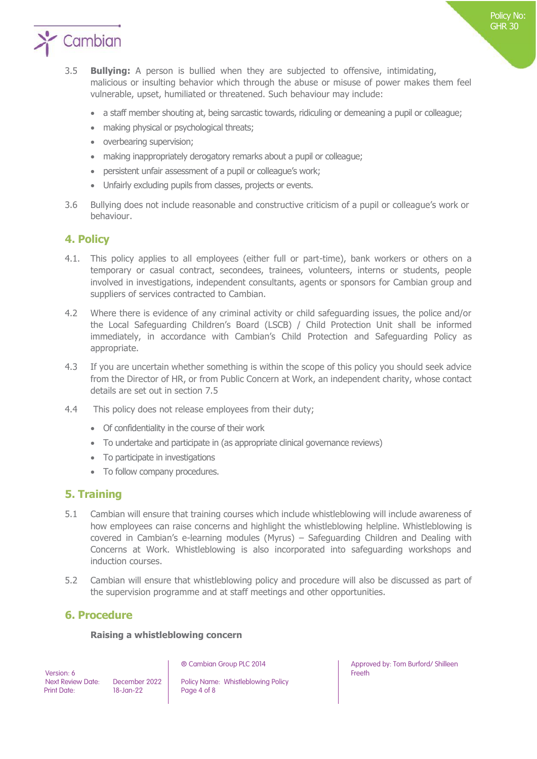3.5 **Bullying:** A person is bullied when they are subjected to offensive, intimidating, malicious or insulting behavior which through the abuse or misuse of power makes them feel vulnerable, upset, humiliated or threatened. Such behaviour may include:

- a staff member shouting at, being sarcastic towards, ridiculing or demeaning a pupil or colleague;
- making physical or psychological threats;
- overbearing supervision;
- making inappropriately derogatory remarks about a pupil or colleague;
- persistent unfair assessment of a pupil or colleague's work;
- Unfairly excluding pupils from classes, projects or events.

3.6 Bullying does not include reasonable and constructive criticism of a pupil or colleague's work or behaviour.

## 4. Policy

4.1. This policy applies to all employees (either full or part-time), bank workers or others on a temporary or casual contract, secondees, trainees, volunteers, interns or students, people involved in investigations, independent consultants, agents or sponsors for Cambian group and suppliers of services contracted to Cambian.

4.2 Where there is evidence of any criminal activity or child safeguarding issues, the police and/or the Local Safeguarding Children's Board (LSCB) / Child Protection Unit shall be informed immediately, in accordance with Cambian's Child Protection and Safeguarding Policy as appropriate.

4.3 If you are uncertain whether something is within the scope of this policy you should seek advice from the Director of HR, or from Public Concern at Work, an independent charity, whose contact details are set out in section 7.5

4.4 This policy does not release employees from their duty;

- Of confidentiality in the course of their work
- To undertake and participate in (as appropriate clinical governance reviews)
- To participate in investigations
- To follow company procedures.

## 5. Training

5.1 Cambian will ensure that training courses which include whistleblowing will include awareness of how employees can raise concerns and highlight the whistleblowing helpline. Whistleblowing is covered in Cambian's e-learning modules (Myrus) – Safeguarding Children and Dealing with Concerns at Work. Whistleblowing is also incorporated into safeguarding workshops and induction courses.

5.2 Cambian will ensure that whistleblowing policy and procedure will also be discussed as part of the supervision programme and at staff meetings and other opportunities.

## 6. Procedure

**Raising a whistleblowing concern**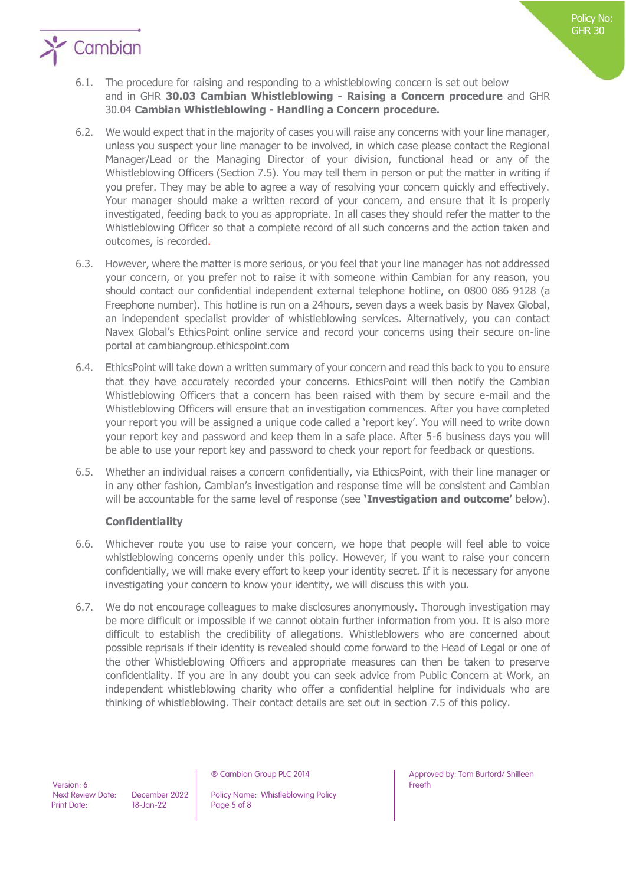6.1. The procedure for raising and responding to a whistleblowing concern is set out below and in GHR **30.03 Cambian Whistleblowing - Raising a Concern procedure** and GHR 30.04 **Cambian Whistleblowing - Handling a Concern procedure.**

6.2. We would expect that in the majority of cases you will raise any concerns with your line manager, unless you suspect your line manager to be involved, in which case please contact the Regional Manager/Lead or the Managing Director of your division, functional head or any of the Whistleblowing Officers (Section 7.5). You may tell them in person or put the matter in writing if you prefer. They may be able to agree a way of resolving your concern quickly and effectively. Your manager should make a written record of your concern, and ensure that it is properly investigated, feeding back to you as appropriate. In all cases they should refer the matter to the Whistleblowing Officer so that a complete record of all such concerns and the action taken and outcomes, is recorded.

6.3. However, where the matter is more serious, or you feel that your line manager has not addressed your concern, or you prefer not to raise it with someone within Cambian for any reason, you should contact our confidential independent external telephone hotline, on 0800 086 9128 (a Freephone number). This hotline is run on a 24hours, seven days a week basis by Navex Global, an independent specialist provider of whistleblowing services. Alternatively, you can contact Navex Global's EthicsPoint online service and record your concerns using their secure on-line portal at cambiangroup.ethicspoint.com

6.4. EthicsPoint will take down a written summary of your concern and read this back to you to ensure that they have accurately recorded your concerns. EthicsPoint will then notify the Cambian Whistleblowing Officers that a concern has been raised with them by secure e-mail and the Whistleblowing Officers will ensure that an investigation commences. After you have completed your report you will be assigned a unique code called a 'report key'. You will need to write down your report key and password and keep them in a safe place. After 5-6 business days you will be able to use your report key and password to check your report for feedback or questions.

6.5. Whether an individual raises a concern confidentially, via EthicsPoint, with their line manager or in any other fashion, Cambian's investigation and response time will be consistent and Cambian will be accountable for the same level of response (see **'Investigation and outcome'** below).

**Confidentiality**

6.6. Whichever route you use to raise your concern, we hope that people will feel able to voice whistleblowing concerns openly under this policy. However, if you want to raise your concern confidentially, we will make every effort to keep your identity secret. If it is necessary for anyone investigating your concern to know your identity, we will discuss this with you.

6.7. We do not encourage colleagues to make disclosures anonymously. Thorough investigation may be more difficult or impossible if we cannot obtain further information from you. It is also more difficult to establish the credibility of allegations. Whistleblowers who are concerned about possible reprisals if their identity is revealed should come forward to the Head of Legal or one of the other Whistleblowing Officers and appropriate measures can then be taken to preserve confidentiality. If you are in any doubt you can seek advice from Public Concern at Work, an independent whistleblowing charity who offer a confidential helpline for individuals who are thinking of whistleblowing. Their contact details are set out in section 7.5 of this policy.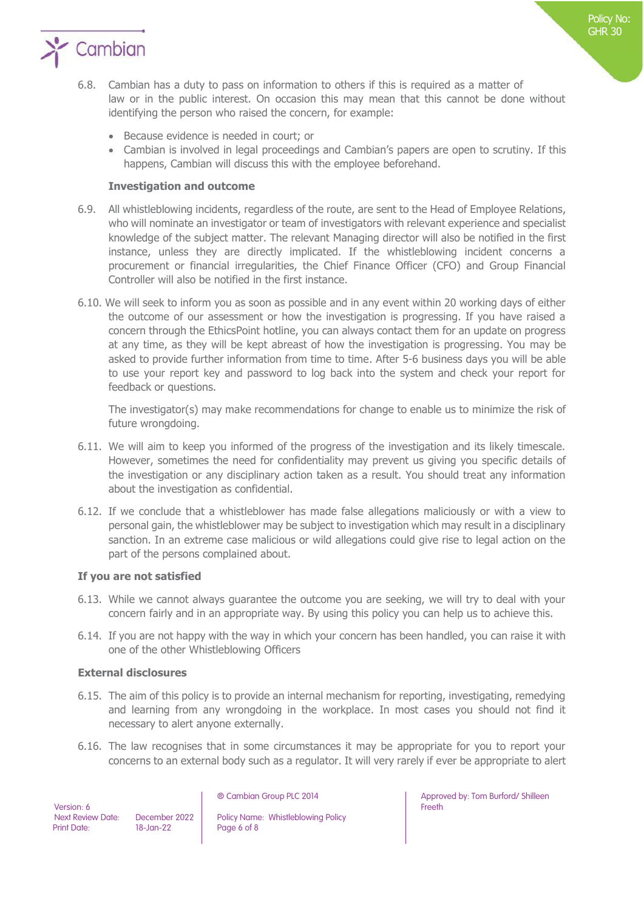6.8. Cambian has a duty to pass on information to others if this is required as a matter of law or in the public interest. On occasion this may mean that this cannot be done without identifying the person who raised the concern, for example:

- Because evidence is needed in court; or
- Cambian is involved in legal proceedings and Cambian's papers are open to scrutiny. If this happens, Cambian will discuss this with the employee beforehand.

**Investigation and outcome**

6.9. All whistleblowing incidents, regardless of the route, are sent to the Head of Employee Relations, who will nominate an investigator or team of investigators with relevant experience and specialist knowledge of the subject matter. The relevant Managing director will also be notified in the first instance, unless they are directly implicated. If the whistleblowing incident concerns a procurement or financial irregularities, the Chief Finance Officer (CFO) and Group Financial Controller will also be notified in the first instance.

6.10. We will seek to inform you as soon as possible and in any event within 20 working days of either the outcome of our assessment or how the investigation is progressing. If you have raised a concern through the EthicsPoint hotline, you can always contact them for an update on progress at any time, as they will be kept abreast of how the investigation is progressing. You may be asked to provide further information from time to time. After 5-6 business days you will be able to use your report key and password to log back into the system and check your report for feedback or questions.

The investigator(s) may make recommendations for change to enable us to minimize the risk of future wrongdoing.

6.11. We will aim to keep you informed of the progress of the investigation and its likely timescale. However, sometimes the need for confidentiality may prevent us giving you specific details of the investigation or any disciplinary action taken as a result. You should treat any information about the investigation as confidential.

6.12. If we conclude that a whistleblower has made false allegations maliciously or with a view to personal gain, the whistleblower may be subject to investigation which may result in a disciplinary sanction. In an extreme case malicious or wild allegations could give rise to legal action on the part of the persons complained about.

**If you are not satisfied**

6.13. While we cannot always guarantee the outcome you are seeking, we will try to deal with your concern fairly and in an appropriate way. By using this policy you can help us to achieve this.

6.14. If you are not happy with the way in which your concern has been handled, you can raise it with one of the other Whistleblowing Officers

**External disclosures**

6.15. The aim of this policy is to provide an internal mechanism for reporting, investigating, remedying and learning from any wrongdoing in the workplace. In most cases you should not find it necessary to alert anyone externally.

6.16. The law recognises that in some circumstances it may be appropriate for you to report your concerns to an external body such as a regulator. It will very rarely if ever be appropriate to alert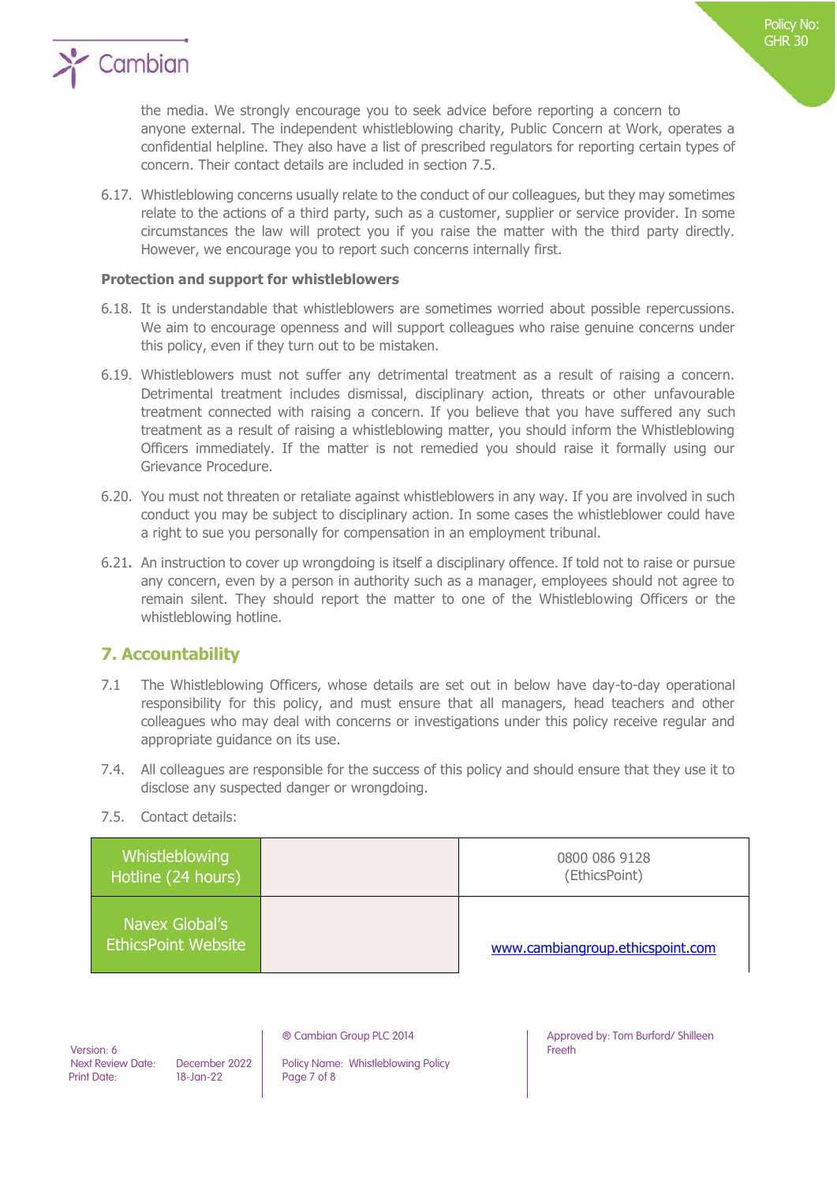the media. We strongly encourage you to seek advice before reporting a concern to anyone external. The independent whistleblowing charity, Public Concern at Work, operates a confidential helpline. They also have a list of prescribed regulators for reporting certain types of concern. Their contact details are included in section 7.5.

6.17. Whistleblowing concerns usually relate to the conduct of our colleagues, but they may sometimes relate to the actions of a third party, such as a customer, supplier or service provider. In some circumstances the law will protect you if you raise the matter with the third party directly. However, we encourage you to report such concerns internally first.

**Protection and support for whistleblowers**

6.18. It is understandable that whistleblowers are sometimes worried about possible repercussions. We aim to encourage openness and will support colleagues who raise genuine concerns under this policy, even if they turn out to be mistaken.

6.19. Whistleblowers must not suffer any detrimental treatment as a result of raising a concern. Detrimental treatment includes dismissal, disciplinary action, threats or other unfavourable treatment connected with raising a concern. If you believe that you have suffered any such treatment as a result of raising a whistleblowing matter, you should inform the Whistleblowing Officers immediately. If the matter is not remedied you should raise it formally using our Grievance Procedure.

6.20. You must not threaten or retaliate against whistleblowers in any way. If you are involved in such conduct you may be subject to disciplinary action. In some cases the whistleblower could have a right to sue you personally for compensation in an employment tribunal.

6.21. An instruction to cover up wrongdoing is itself a disciplinary offence. If told not to raise or pursue any concern, even by a person in authority such as a manager, employees should not agree to remain silent. They should report the matter to one of the Whistleblowing Officers or the whistleblowing hotline.

## 7. Accountability

7.1 The Whistleblowing Officers, whose details are set out in below have day-to-day operational responsibility for this policy, and must ensure that all managers, head teachers and other colleagues who may deal with concerns or investigations under this policy receive regular and appropriate guidance on its use.

7.4. All colleagues are responsible for the success of this policy and should ensure that they use it to disclose any suspected danger or wrongdoing.

7.5. Contact details:

| | | |
|---|---|---|
| Whistleblowing Hotline (24 hours) | | 0800 086 9128 (EthicsPoint) |
| Navex Global's EthicsPoint Website | | www.cambiangroup.ethicspoint.com |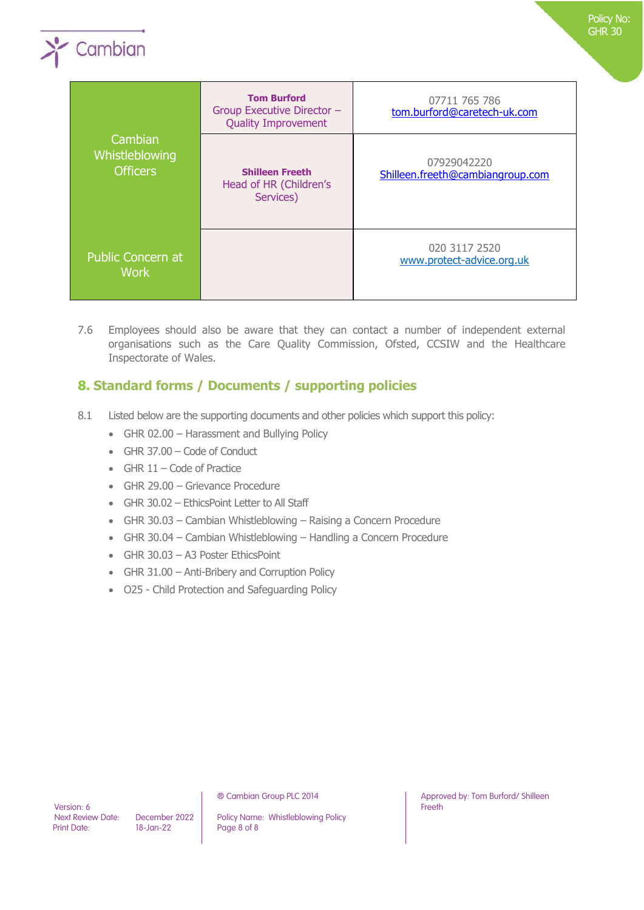| | | |
|---|---|---|
| Cambian Whistleblowing Officers | **Tom Burford** Group Executive Director – Quality Improvement | 07711 765 786 tom.burford@caretech-uk.com |
| | **Shilleen Freeth** Head of HR (Children's Services) | 07929042220 Shilleen.freeth@cambiangroup.com |
| Public Concern at Work | | 020 3117 2520 www.protect-advice.org.uk |

7.6 Employees should also be aware that they can contact a number of independent external organisations such as the Care Quality Commission, Ofsted, CCSIW and the Healthcare Inspectorate of Wales.

## 8. Standard forms / Documents / supporting policies

8.1 Listed below are the supporting documents and other policies which support this policy:

- GHR 02.00 – Harassment and Bullying Policy
- GHR 37.00 – Code of Conduct
- GHR 11 – Code of Practice
- GHR 29.00 – Grievance Procedure
- GHR 30.02 – EthicsPoint Letter to All Staff
- GHR 30.03 – Cambian Whistleblowing – Raising a Concern Procedure
- GHR 30.04 – Cambian Whistleblowing – Handling a Concern Procedure
- GHR 30.03 – A3 Poster EthicsPoint
- GHR 31.00 – Anti-Bribery and Corruption Policy
- O25 - Child Protection and Safeguarding Policy